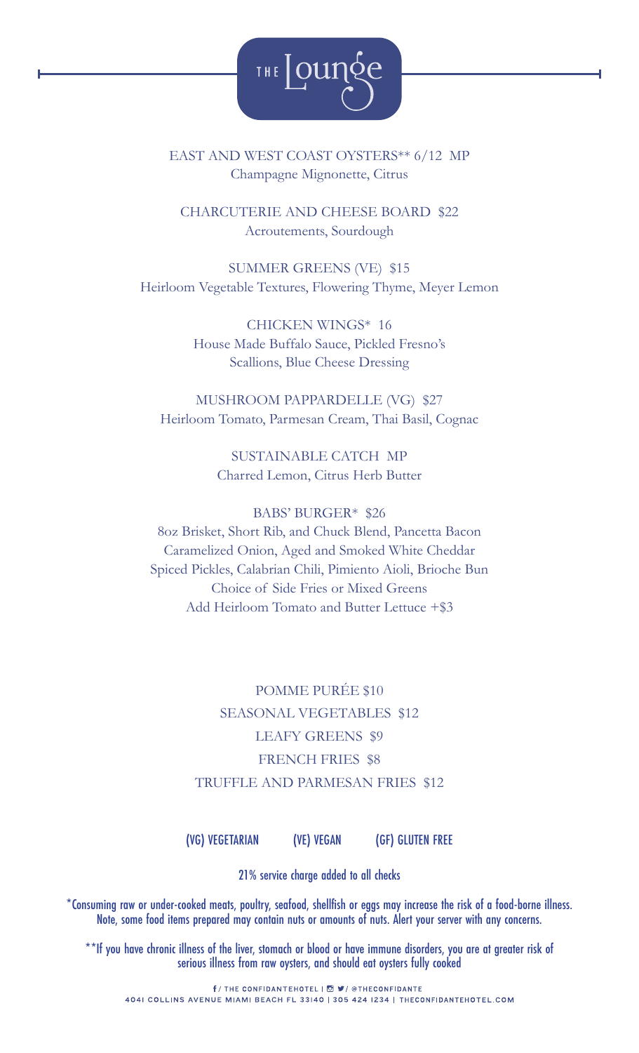# THE Lounge

EAST AND WEST COAST OYSTERS** 6/12 MP
Champagne Mignonette, Citrus

CHARCUTERIE AND CHEESE BOARD $22
Acroutements, Sourdough

SUMMER GREENS (VE) $15
Heirloom Vegetable Textures, Flowering Thyme, Meyer Lemon

CHICKEN WINGS* 16
House Made Buffalo Sauce, Pickled Fresno's
Scallions, Blue Cheese Dressing

MUSHROOM PAPPARDELLE (VG) $27
Heirloom Tomato, Parmesan Cream, Thai Basil, Cognac

SUSTAINABLE CATCH MP
Charred Lemon, Citrus Herb Butter

BABS' BURGER* $26
8oz Brisket, Short Rib, and Chuck Blend, Pancetta Bacon
Caramelized Onion, Aged and Smoked White Cheddar
Spiced Pickles, Calabrian Chili, Pimiento Aioli, Brioche Bun
Choice of Side Fries or Mixed Greens
Add Heirloom Tomato and Butter Lettuce +$3

POMME PURÉE $10
SEASONAL VEGETABLES $12
LEAFY GREENS $9
FRENCH FRIES $8
TRUFFLE AND PARMESAN FRIES $12

(VG) VEGETARIAN (VE) VEGAN (GF) GLUTEN FREE

21% service charge added to all checks

*Consuming raw or under-cooked meats, poultry, seafood, shellfish or eggs may increase the risk of a food-borne illness. Note, some food items prepared may contain nuts or amounts of nuts. Alert your server with any concerns.

**If you have chronic illness of the liver, stomach or blood or have immune disorders, you are at greater risk of serious illness from raw oysters, and should eat oysters fully cooked

f / THE CONFIDANTEHOTEL | / @THECONFIDANTE
4041 COLLINS AVENUE MIAMI BEACH FL 33140 | 305 424 1234 | THECONFIDANTEHOTEL.COM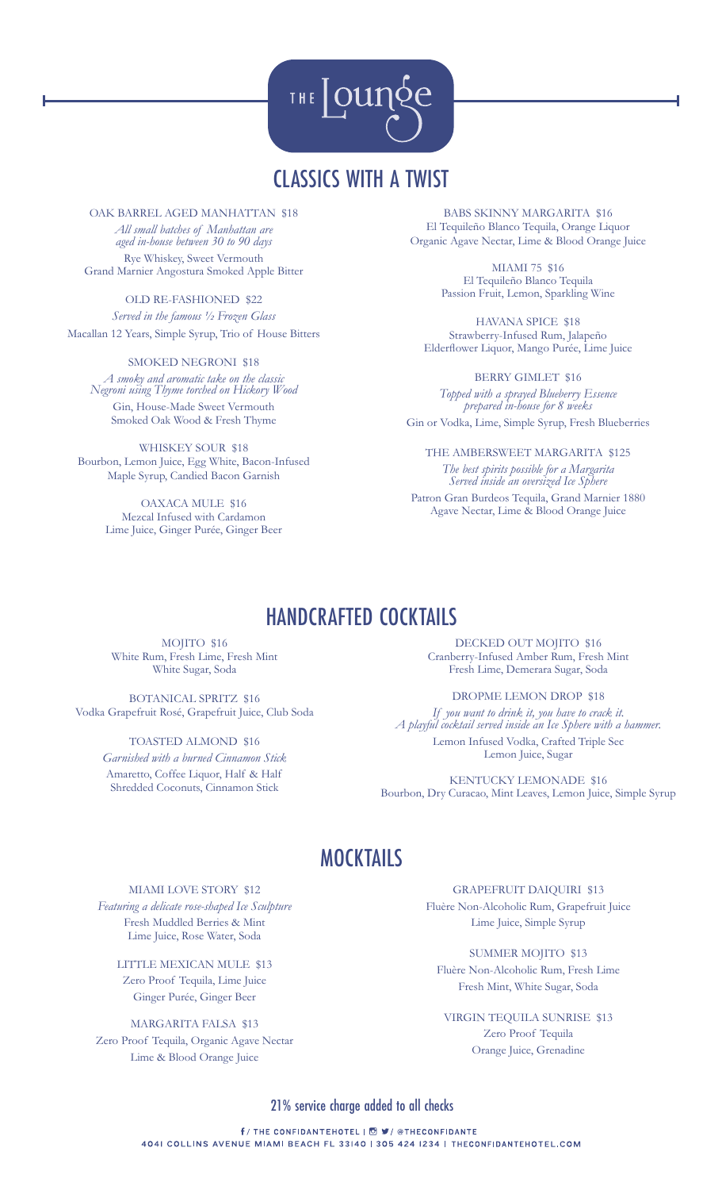# THE Lounge

## CLASSICS WITH A TWIST

OAK BARREL AGED MANHATTAN $18
*All small batches of Manhattan are aged in-house between 30 to 90 days*
Rye Whiskey, Sweet Vermouth
Grand Marnier Angostura Smoked Apple Bitter

OLD RE-FASHIONED $22
*Served in the famous ½ Frozen Glass*
Macallan 12 Years, Simple Syrup, Trio of House Bitters

SMOKED NEGRONI $18
*A smoky and aromatic take on the classic Negroni using Thyme torched on Hickory Wood*
Gin, House-Made Sweet Vermouth
Smoked Oak Wood & Fresh Thyme

WHISKEY SOUR $18
Bourbon, Lemon Juice, Egg White, Bacon-Infused Maple Syrup, Candied Bacon Garnish

OAXACA MULE $16
Mezcal Infused with Cardamon
Lime Juice, Ginger Purée, Ginger Beer

BABS SKINNY MARGARITA $16
El Tequileño Blanco Tequila, Orange Liquor
Organic Agave Nectar, Lime & Blood Orange Juice

MIAMI 75 $16
El Tequileño Blanco Tequila
Passion Fruit, Lemon, Sparkling Wine

HAVANA SPICE $18
Strawberry-Infused Rum, Jalapeño
Elderflower Liquor, Mango Purée, Lime Juice

BERRY GIMLET $16
*Topped with a sprayed Blueberry Essence prepared in-house for 8 weeks*
Gin or Vodka, Lime, Simple Syrup, Fresh Blueberries

THE AMBERSWEET MARGARITA $125
*The best spirits possible for a Margarita Served inside an oversized Ice Sphere*
Patron Gran Burdeos Tequila, Grand Marnier 1880
Agave Nectar, Lime & Blood Orange Juice

## HANDCRAFTED COCKTAILS

MOJITO $16
White Rum, Fresh Lime, Fresh Mint
White Sugar, Soda

BOTANICAL SPRITZ $16
Vodka Grapefruit Rosé, Grapefruit Juice, Club Soda

TOASTED ALMOND $16
*Garnished with a burned Cinnamon Stick*
Amaretto, Coffee Liquor, Half & Half
Shredded Coconuts, Cinnamon Stick

DECKED OUT MOJITO $16
Cranberry-Infused Amber Rum, Fresh Mint
Fresh Lime, Demerara Sugar, Soda

DROPME LEMON DROP $18
*If you want to drink it, you have to crack it. A playful cocktail served inside an Ice Sphere with a hammer.*
Lemon Infused Vodka, Crafted Triple Sec
Lemon Juice, Sugar

KENTUCKY LEMONADE $16
Bourbon, Dry Curacao, Mint Leaves, Lemon Juice, Simple Syrup

## MOCKTAILS

MIAMI LOVE STORY $12
*Featuring a delicate rose-shaped Ice Sculpture*
Fresh Muddled Berries & Mint
Lime Juice, Rose Water, Soda

LITTLE MEXICAN MULE $13
Zero Proof Tequila, Lime Juice
Ginger Purée, Ginger Beer

MARGARITA FALSA $13
Zero Proof Tequila, Organic Agave Nectar
Lime & Blood Orange Juice

GRAPEFRUIT DAIQUIRI $13
Fluère Non-Alcoholic Rum, Grapefruit Juice
Lime Juice, Simple Syrup

SUMMER MOJITO $13
Fluère Non-Alcoholic Rum, Fresh Lime
Fresh Mint, White Sugar, Soda

VIRGIN TEQUILA SUNRISE $13
Zero Proof Tequila
Orange Juice, Grenadine

21% service charge added to all checks

f / THE CONFIDANTEHOTEL | @THECONFIDANTE
4041 COLLINS AVENUE MIAMI BEACH FL 33140 | 305 424 1234 | THECONFIDANTEHOTEL.COM